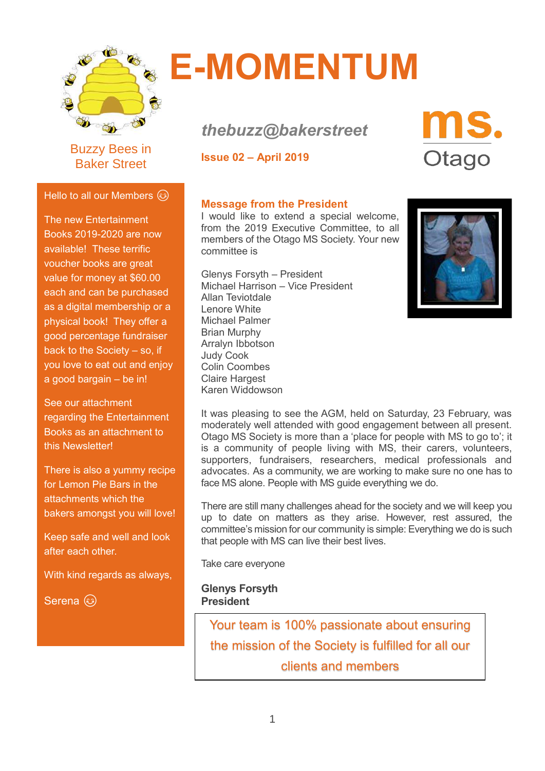# E-MOMENTUM

Buzzy Bees in Baker Street

*thebuzz@bakerstreet*

**Issue 02 – April 2019**

ms. Otago

Hello to all our Members ☺

The new Entertainment Books 2019-2020 are now available! These terrific voucher books are great value for money at $60.00 each and can be purchased as a digital membership or a physical book! They offer a good percentage fundraiser back to the Society – so, if you love to eat out and enjoy a good bargain – be in!

See our attachment regarding the Entertainment Books as an attachment to this Newsletter!

There is also a yummy recipe for Lemon Pie Bars in the attachments which the bakers amongst you will love!

Keep safe and well and look after each other.

With kind regards as always,

Serena ☺

## Message from the President

I would like to extend a special welcome, from the 2019 Executive Committee, to all members of the Otago MS Society. Your new committee is

Glenys Forsyth – President
Michael Harrison – Vice President
Allan Teviotdale
Lenore White
Michael Palmer
Brian Murphy
Arralyn Ibbotson
Judy Cook
Colin Coombes
Claire Hargest
Karen Widdowson

It was pleasing to see the AGM, held on Saturday, 23 February, was moderately well attended with good engagement between all present. Otago MS Society is more than a 'place for people with MS to go to'; it is a community of people living with MS, their carers, volunteers, supporters, fundraisers, researchers, medical professionals and advocates. As a community, we are working to make sure no one has to face MS alone. People with MS guide everything we do.

There are still many challenges ahead for the society and we will keep you up to date on matters as they arise. However, rest assured, the committee's mission for our community is simple: Everything we do is such that people with MS can live their best lives.

Take care everyone

**Glenys Forsyth**
**President**

Your team is 100% passionate about ensuring the mission of the Society is fulfilled for all our clients and members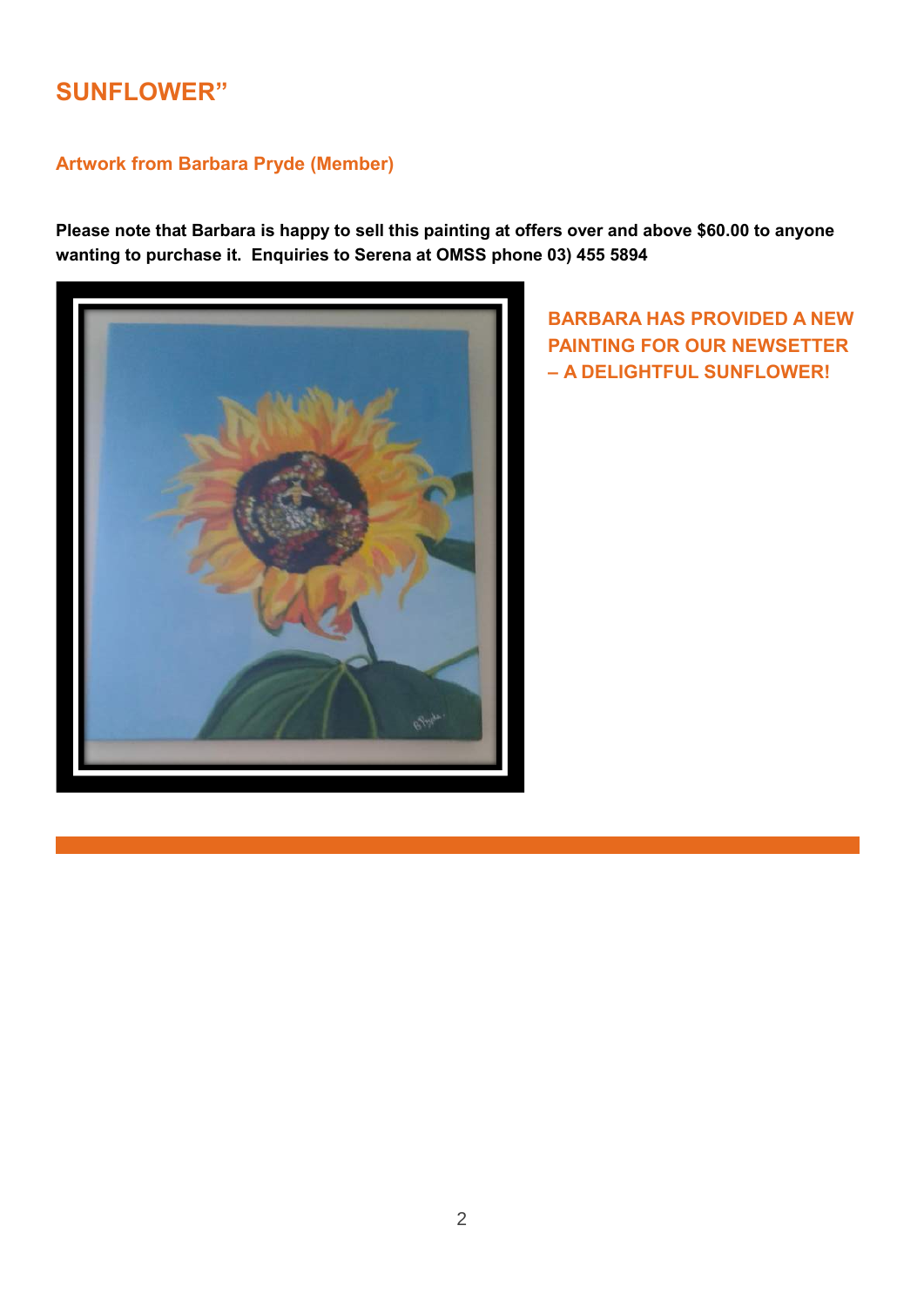## SUNFLOWER”

### Artwork from Barbara Pryde (Member)

**Please note that Barbara is happy to sell this painting at offers over and above $60.00 to anyone wanting to purchase it. Enquiries to Serena at OMSS phone 03) 455 5894**

**BARBARA HAS PROVIDED A NEW PAINTING FOR OUR NEWSETTER – A DELIGHTFUL SUNFLOWER!**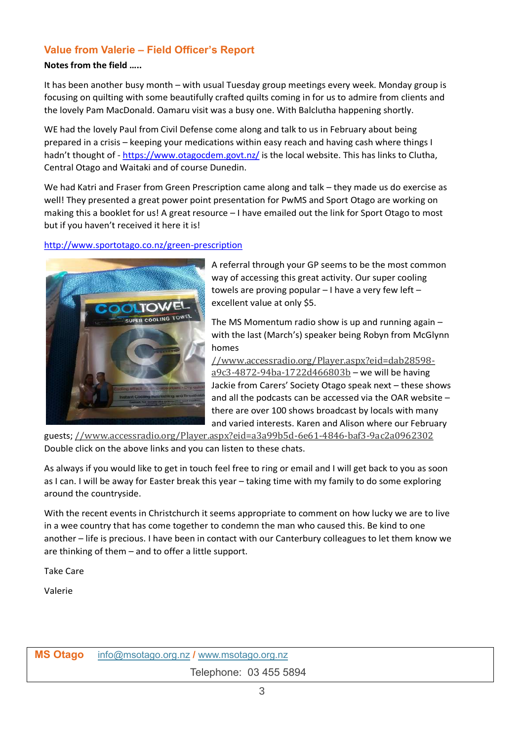## Value from Valerie – Field Officer's Report

**Notes from the field .....**

It has been another busy month – with usual Tuesday group meetings every week. Monday group is focusing on quilting with some beautifully crafted quilts coming in for us to admire from clients and the lovely Pam MacDonald. Oamaru visit was a busy one. With Balclutha happening shortly.

WE had the lovely Paul from Civil Defense come along and talk to us in February about being prepared in a crisis – keeping your medications within easy reach and having cash where things I hadn't thought of - https://www.otagocdem.govt.nz/ is the local website. This has links to Clutha, Central Otago and Waitaki and of course Dunedin.

We had Katri and Fraser from Green Prescription came along and talk – they made us do exercise as well! They presented a great power point presentation for PwMS and Sport Otago are working on making this a booklet for us! A great resource – I have emailed out the link for Sport Otago to most but if you haven't received it here it is!

http://www.sportotago.co.nz/green-prescription

A referral through your GP seems to be the most common way of accessing this great activity. Our super cooling towels are proving popular – I have a very few left – excellent value at only $5.

The MS Momentum radio show is up and running again – with the last (March's) speaker being Robyn from McGlynn homes //www.accessradio.org/Player.aspx?eid=dab28598-a9c3-4872-94ba-1722d466803b – we will be having Jackie from Carers' Society Otago speak next – these shows and all the podcasts can be accessed via the OAR website – there are over 100 shows broadcast by locals with many and varied interests. Karen and Alison where our February guests; //www.accessradio.org/Player.aspx?eid=a3a99b5d-6e61-4846-baf3-9ac2a0962302 Double click on the above links and you can listen to these chats.

As always if you would like to get in touch feel free to ring or email and I will get back to you as soon as I can. I will be away for Easter break this year – taking time with my family to do some exploring around the countryside.

With the recent events in Christchurch it seems appropriate to comment on how lucky we are to live in a wee country that has come together to condemn the man who caused this. Be kind to one another – life is precious. I have been in contact with our Canterbury colleagues to let them know we are thinking of them – and to offer a little support.

Take Care

Valerie

**MS Otago** info@msotago.org.nz / www.msotago.org.nz

Telephone: 03 455 5894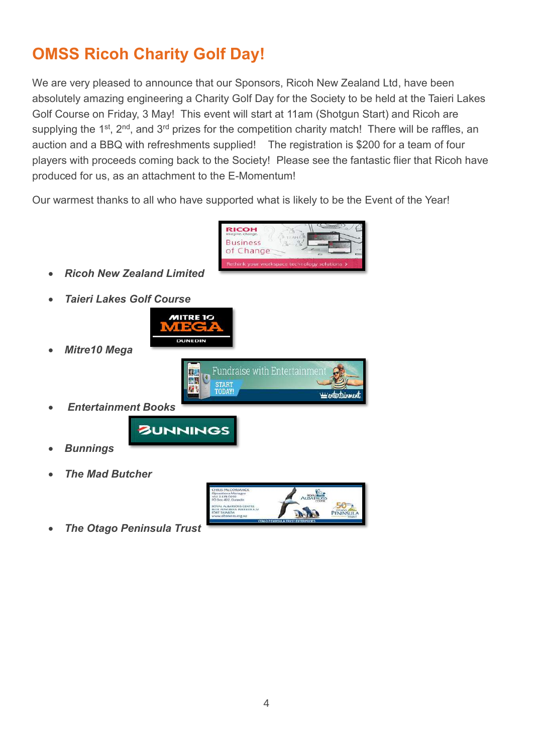# OMSS Ricoh Charity Golf Day!

We are very pleased to announce that our Sponsors, Ricoh New Zealand Ltd, have been absolutely amazing engineering a Charity Golf Day for the Society to be held at the Taieri Lakes Golf Course on Friday, 3 May! This event will start at 11am (Shotgun Start) and Ricoh are supplying the 1st, 2nd, and 3rd prizes for the competition charity match! There will be raffles, an auction and a BBQ with refreshments supplied! The registration is $200 for a team of four players with proceeds coming back to the Society! Please see the fantastic flier that Ricoh have produced for us, as an attachment to the E-Momentum!

Our warmest thanks to all who have supported what is likely to be the Event of the Year!

- ***Ricoh New Zealand Limited***
- ***Taieri Lakes Golf Course***
- ***Mitre10 Mega***
- ***Entertainment Books***
- ***Bunnings***
- ***The Mad Butcher***
- ***The Otago Peninsula Trust***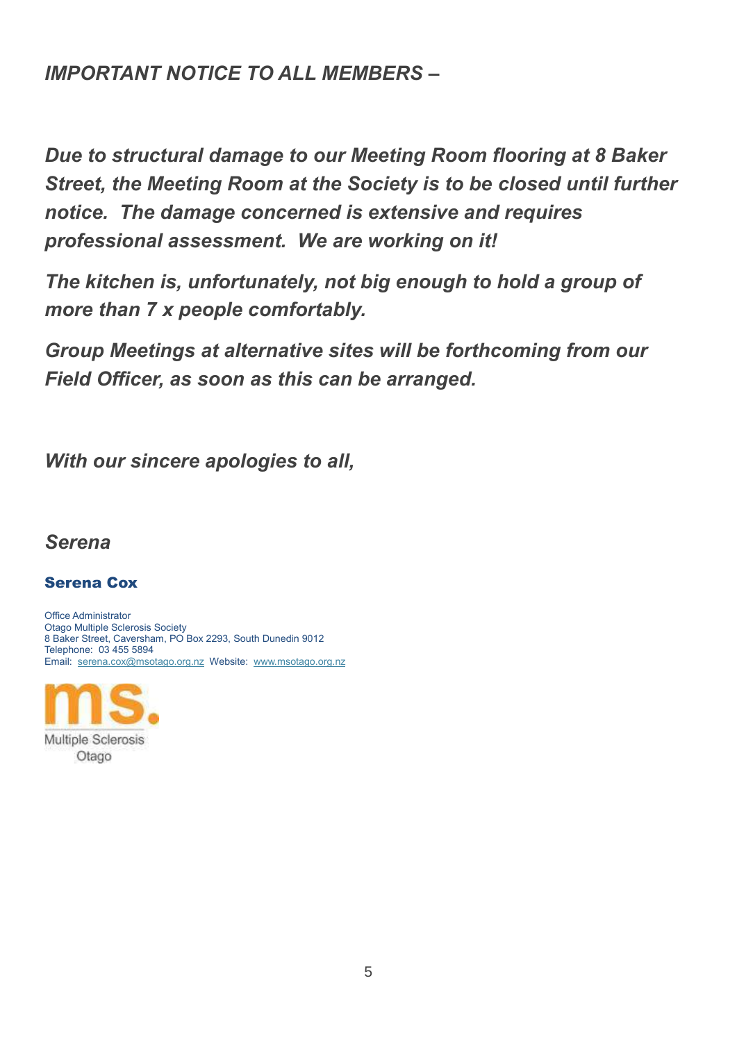***IMPORTANT NOTICE TO ALL MEMBERS –***

***Due to structural damage to our Meeting Room flooring at 8 Baker Street, the Meeting Room at the Society is to be closed until further notice. The damage concerned is extensive and requires professional assessment. We are working on it!***

***The kitchen is, unfortunately, not big enough to hold a group of more than 7 x people comfortably.***

***Group Meetings at alternative sites will be forthcoming from our Field Officer, as soon as this can be arranged.***

***With our sincere apologies to all,***

***Serena***

**Serena Cox**

Office Administrator
Otago Multiple Sclerosis Society
8 Baker Street, Caversham, PO Box 2293, South Dunedin 9012
Telephone: 03 455 5894
Email: serena.cox@msotago.org.nz Website: www.msotago.org.nz

ms.
Multiple Sclerosis
Otago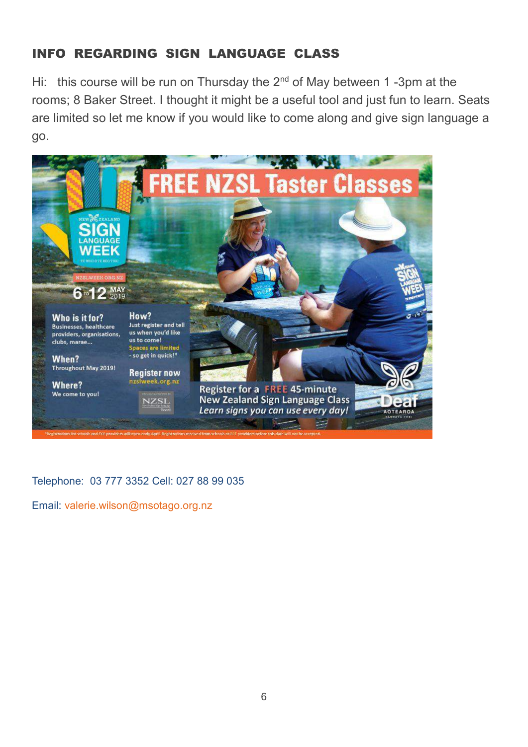## INFO REGARDING SIGN LANGUAGE CLASS

Hi: this course will be run on Thursday the 2nd of May between 1 -3pm at the rooms; 8 Baker Street. I thought it might be a useful tool and just fun to learn. Seats are limited so let me know if you would like to come along and give sign language a go.

**FREE NZSL Taster Classes**

New Zealand Sign Language Week — Te Wiki o te Reo Turi

NZSLWEEK.ORG.NZ

6 to 12 May 2019

**Who is it for?**
Businesses, healthcare providers, organisations, clubs, marae...

**When?**
Throughout May 2019!

**Where?**
We come to you!

**How?**
Just register and tell us when you'd like us to come!
Spaces are limited - so get in quick!*

**Register now**
nzslweek.org.nz

Register for a FREE 45-minute New Zealand Sign Language Class
*Learn signs you can use every day!*

Deaf Aotearoa

*Registrations for schools and ECE providers will open early April. Registrations received from schools or ECE providers before this date will not be accepted.

Telephone: 03 777 3352 Cell: 027 88 99 035

Email: valerie.wilson@msotago.org.nz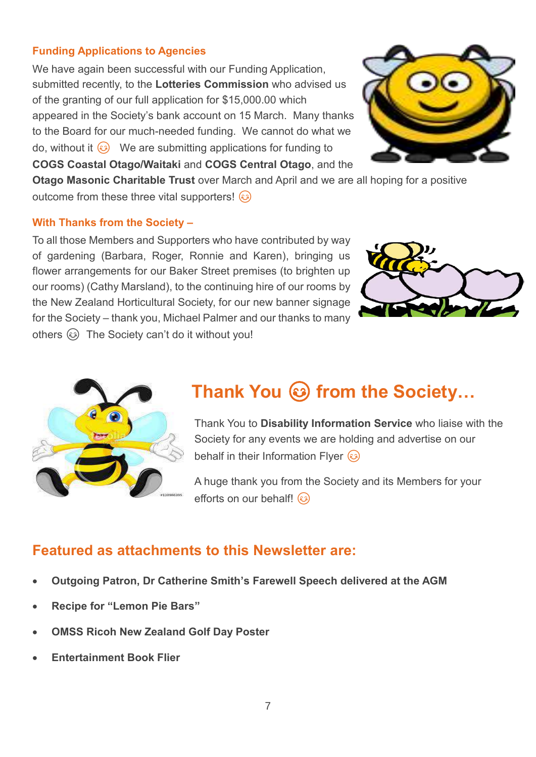### Funding Applications to Agencies

We have again been successful with our Funding Application, submitted recently, to the **Lotteries Commission** who advised us of the granting of our full application for $15,000.00 which appeared in the Society's bank account on 15 March. Many thanks to the Board for our much-needed funding. We cannot do what we do, without it 😊 We are submitting applications for funding to **COGS Coastal Otago/Waitaki** and **COGS Central Otago**, and the **Otago Masonic Charitable Trust** over March and April and we are all hoping for a positive outcome from these three vital supporters! 😊

### With Thanks from the Society –

To all those Members and Supporters who have contributed by way of gardening (Barbara, Roger, Ronnie and Karen), bringing us flower arrangements for our Baker Street premises (to brighten up our rooms) (Cathy Marsland), to the continuing hire of our rooms by the New Zealand Horticultural Society, for our new banner signage for the Society – thank you, Michael Palmer and our thanks to many others 😊 The Society can't do it without you!

## Thank You 😊 from the Society…

Thank You to **Disability Information Service** who liaise with the Society for any events we are holding and advertise on our behalf in their Information Flyer 😊

A huge thank you from the Society and its Members for your efforts on our behalf! 😊

## Featured as attachments to this Newsletter are:

- **Outgoing Patron, Dr Catherine Smith's Farewell Speech delivered at the AGM**
- **Recipe for "Lemon Pie Bars"**
- **OMSS Ricoh New Zealand Golf Day Poster**
- **Entertainment Book Flier**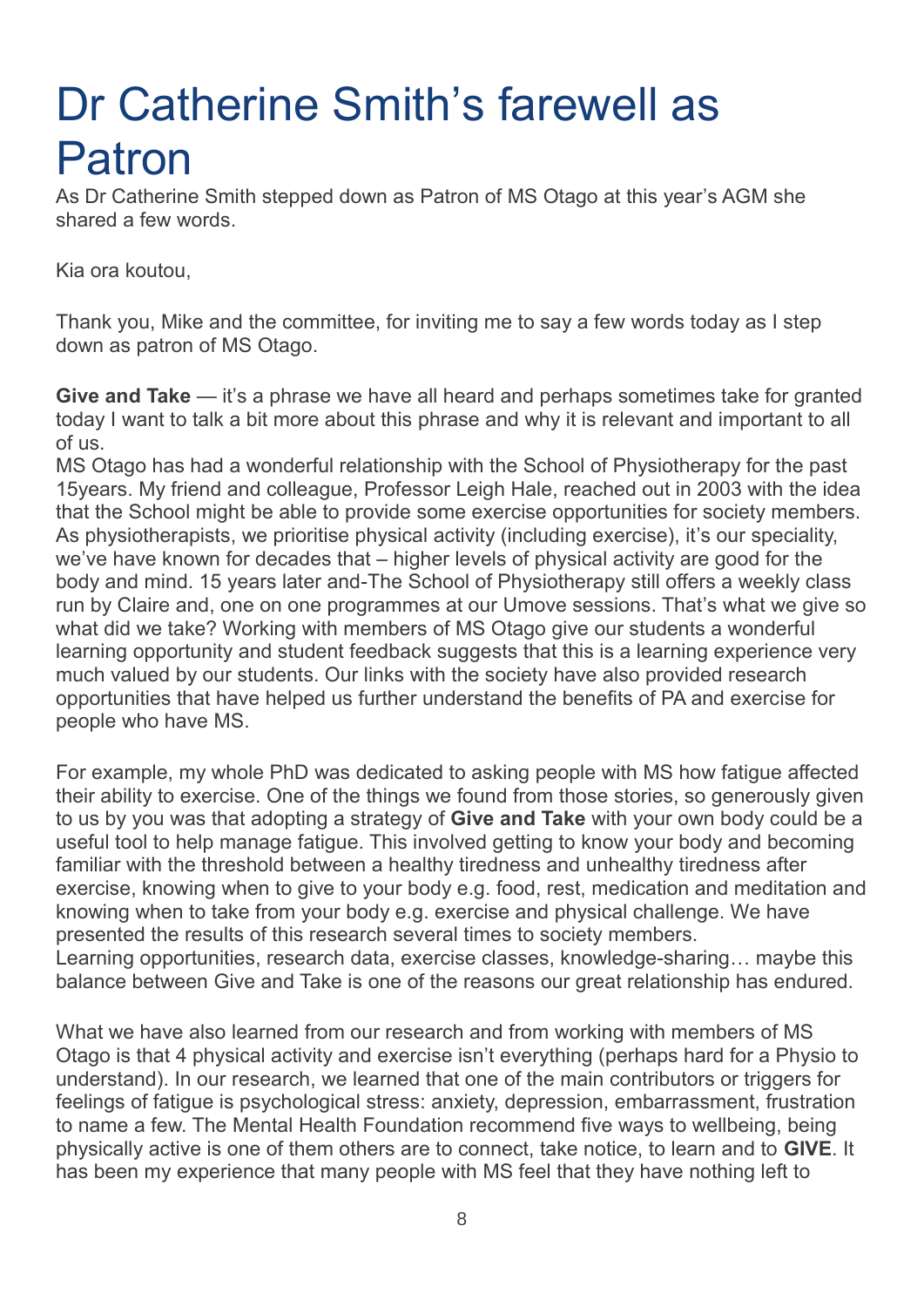# Dr Catherine Smith's farewell as Patron

As Dr Catherine Smith stepped down as Patron of MS Otago at this year's AGM she shared a few words.

Kia ora koutou,

Thank you, Mike and the committee, for inviting me to say a few words today as I step down as patron of MS Otago.

**Give and Take** — it's a phrase we have all heard and perhaps sometimes take for granted today I want to talk a bit more about this phrase and why it is relevant and important to all of us.
MS Otago has had a wonderful relationship with the School of Physiotherapy for the past 15years. My friend and colleague, Professor Leigh Hale, reached out in 2003 with the idea that the School might be able to provide some exercise opportunities for society members. As physiotherapists, we prioritise physical activity (including exercise), it's our speciality, we've have known for decades that – higher levels of physical activity are good for the body and mind. 15 years later and-The School of Physiotherapy still offers a weekly class run by Claire and, one on one programmes at our Umove sessions. That's what we give so what did we take? Working with members of MS Otago give our students a wonderful learning opportunity and student feedback suggests that this is a learning experience very much valued by our students. Our links with the society have also provided research opportunities that have helped us further understand the benefits of PA and exercise for people who have MS.

For example, my whole PhD was dedicated to asking people with MS how fatigue affected their ability to exercise. One of the things we found from those stories, so generously given to us by you was that adopting a strategy of **Give and Take** with your own body could be a useful tool to help manage fatigue. This involved getting to know your body and becoming familiar with the threshold between a healthy tiredness and unhealthy tiredness after exercise, knowing when to give to your body e.g. food, rest, medication and meditation and knowing when to take from your body e.g. exercise and physical challenge. We have presented the results of this research several times to society members.
Learning opportunities, research data, exercise classes, knowledge-sharing… maybe this balance between Give and Take is one of the reasons our great relationship has endured.

What we have also learned from our research and from working with members of MS Otago is that 4 physical activity and exercise isn't everything (perhaps hard for a Physio to understand). In our research, we learned that one of the main contributors or triggers for feelings of fatigue is psychological stress: anxiety, depression, embarrassment, frustration to name a few. The Mental Health Foundation recommend five ways to wellbeing, being physically active is one of them others are to connect, take notice, to learn and to **GIVE**. It has been my experience that many people with MS feel that they have nothing left to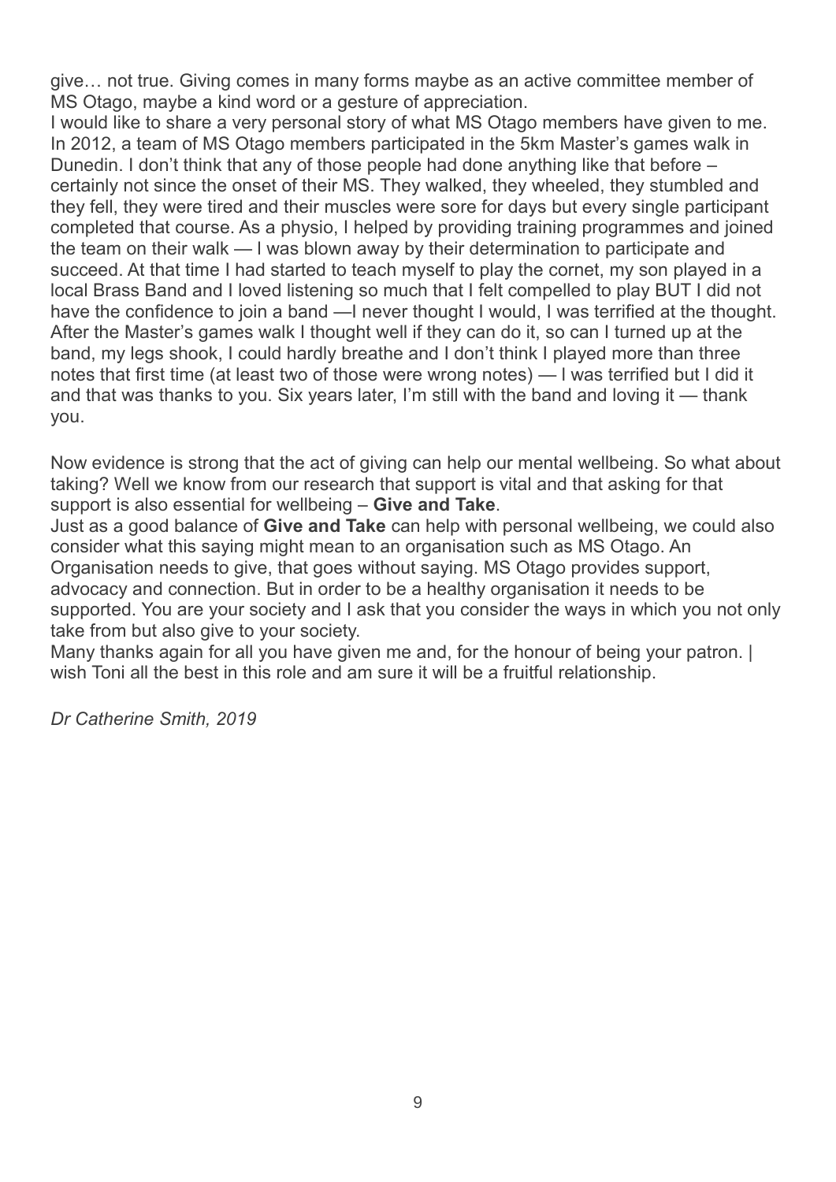give… not true. Giving comes in many forms maybe as an active committee member of MS Otago, maybe a kind word or a gesture of appreciation.

I would like to share a very personal story of what MS Otago members have given to me. In 2012, a team of MS Otago members participated in the 5km Master's games walk in Dunedin. I don't think that any of those people had done anything like that before – certainly not since the onset of their MS. They walked, they wheeled, they stumbled and they fell, they were tired and their muscles were sore for days but every single participant completed that course. As a physio, I helped by providing training programmes and joined the team on their walk — I was blown away by their determination to participate and succeed. At that time I had started to teach myself to play the cornet, my son played in a local Brass Band and I loved listening so much that I felt compelled to play BUT I did not have the confidence to join a band —I never thought I would, I was terrified at the thought. After the Master's games walk I thought well if they can do it, so can I turned up at the band, my legs shook, I could hardly breathe and I don't think I played more than three notes that first time (at least two of those were wrong notes) — I was terrified but I did it and that was thanks to you. Six years later, I'm still with the band and loving it — thank you.

Now evidence is strong that the act of giving can help our mental wellbeing. So what about taking? Well we know from our research that support is vital and that asking for that support is also essential for wellbeing – **Give and Take**.

Just as a good balance of **Give and Take** can help with personal wellbeing, we could also consider what this saying might mean to an organisation such as MS Otago. An Organisation needs to give, that goes without saying. MS Otago provides support, advocacy and connection. But in order to be a healthy organisation it needs to be supported. You are your society and I ask that you consider the ways in which you not only take from but also give to your society.

Many thanks again for all you have given me and, for the honour of being your patron. I wish Toni all the best in this role and am sure it will be a fruitful relationship.

*Dr Catherine Smith, 2019*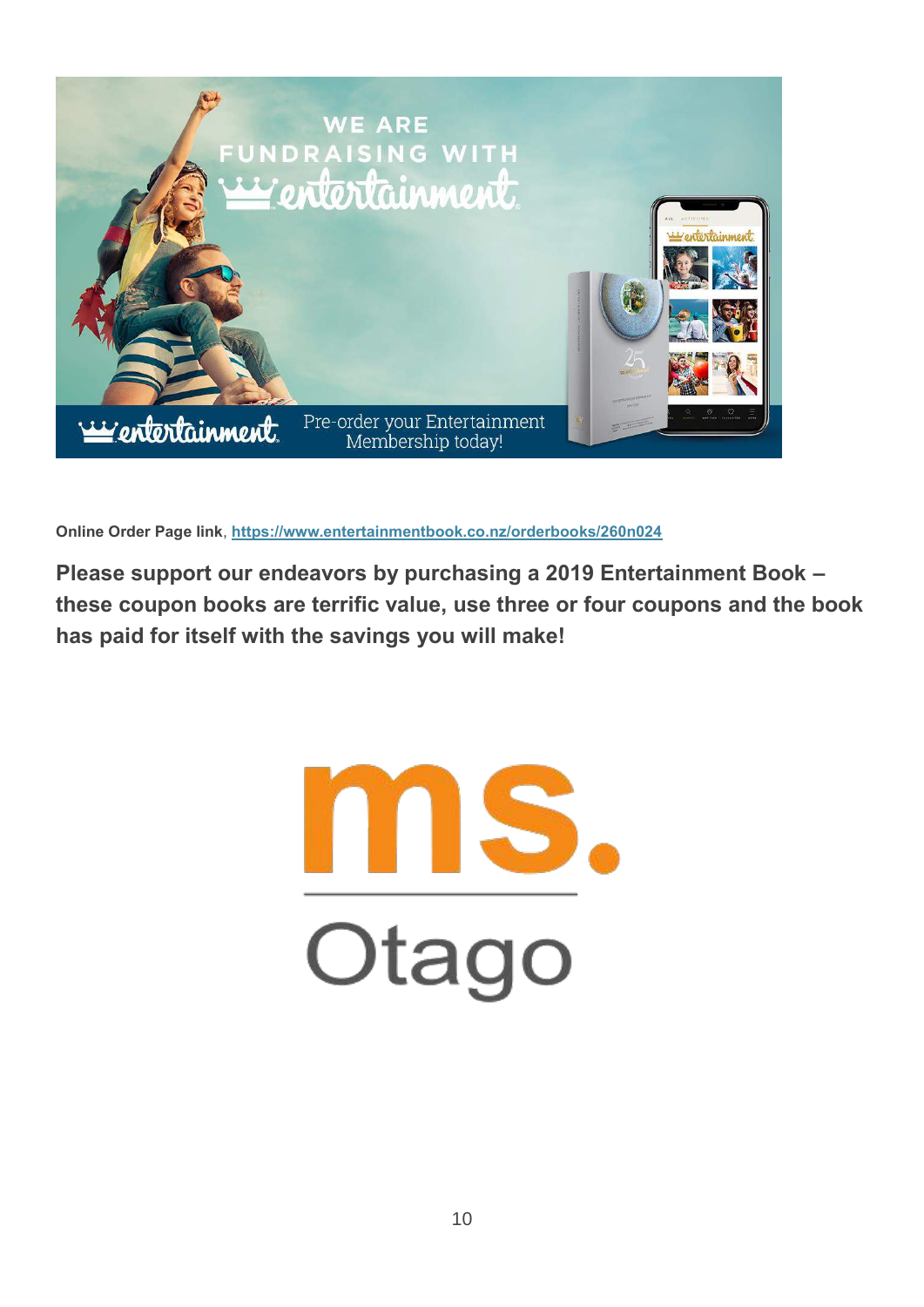**Online Order Page link**, **https://www.entertainmentbook.co.nz/orderbooks/260n024**

**Please support our endeavors by purchasing a 2019 Entertainment Book – these coupon books are terrific value, use three or four coupons and the book has paid for itself with the savings you will make!**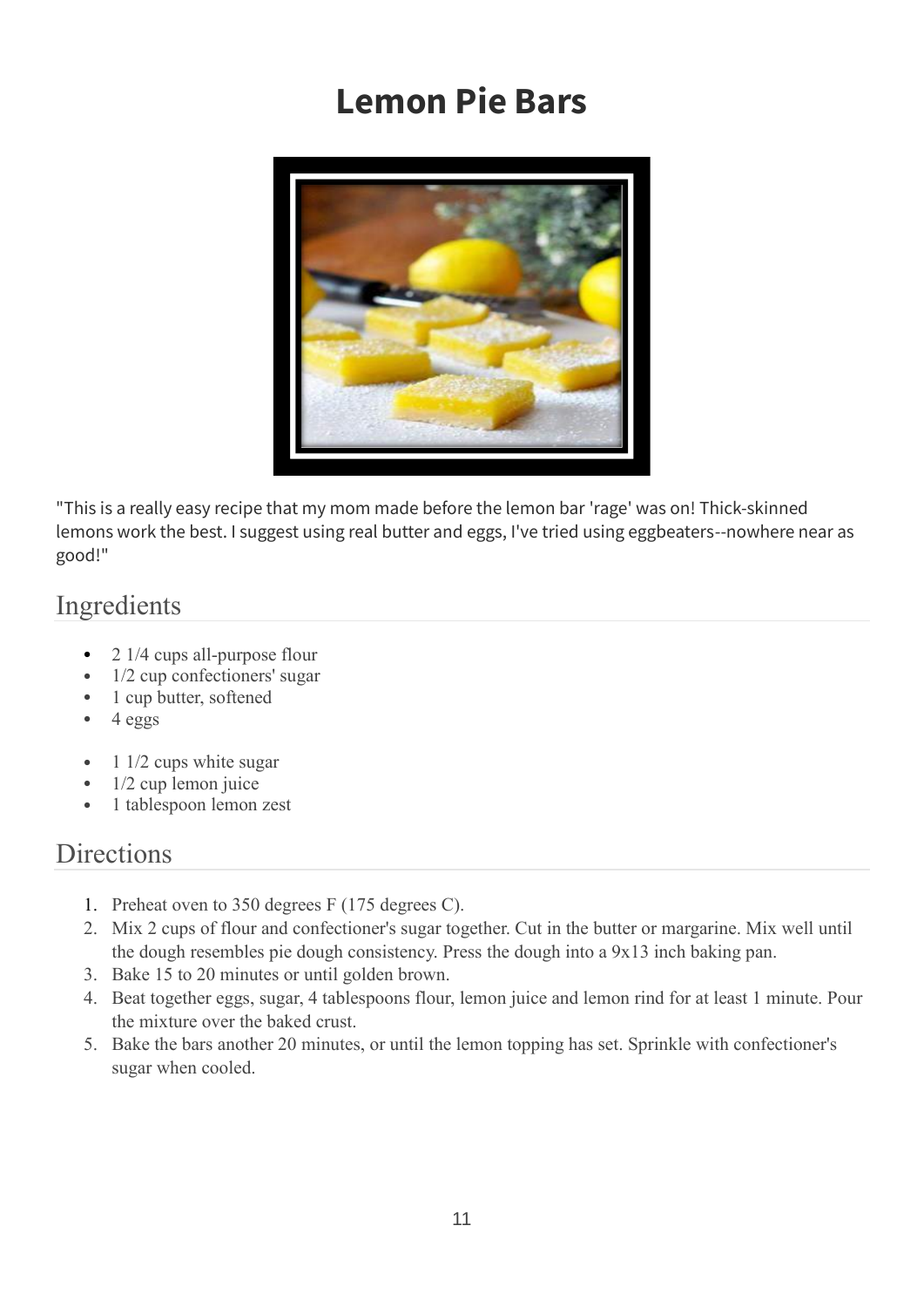# Lemon Pie Bars

"This is a really easy recipe that my mom made before the lemon bar 'rage' was on! Thick-skinned lemons work the best. I suggest using real butter and eggs, I've tried using eggbeaters--nowhere near as good!"

## Ingredients

- 2 1/4 cups all-purpose flour
- 1/2 cup confectioners' sugar
- 1 cup butter, softened
- 4 eggs

- 1 1/2 cups white sugar
- 1/2 cup lemon juice
- 1 tablespoon lemon zest

## Directions

1. Preheat oven to 350 degrees F (175 degrees C).
2. Mix 2 cups of flour and confectioner's sugar together. Cut in the butter or margarine. Mix well until the dough resembles pie dough consistency. Press the dough into a 9x13 inch baking pan.
3. Bake 15 to 20 minutes or until golden brown.
4. Beat together eggs, sugar, 4 tablespoons flour, lemon juice and lemon rind for at least 1 minute. Pour the mixture over the baked crust.
5. Bake the bars another 20 minutes, or until the lemon topping has set. Sprinkle with confectioner's sugar when cooled.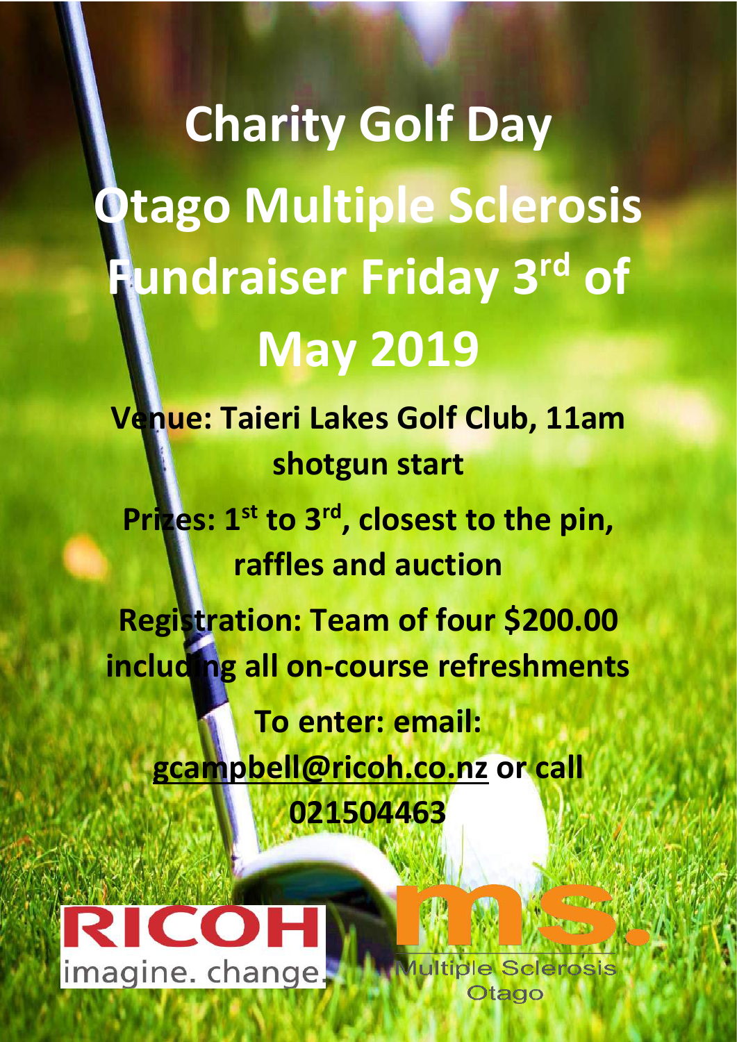# Charity Golf Day Otago Multiple Sclerosis Fundraiser Friday 3rd of May 2019

**Venue: Taieri Lakes Golf Club, 11am shotgun start**

**Prizes: 1st to 3rd, closest to the pin, raffles and auction**

**Registration: Team of four $200.00 including all on-course refreshments**

**To enter: email: gcampbell@ricoh.co.nz or call 021504463**

RICOH imagine. change.

ms. Multiple Sclerosis Otago